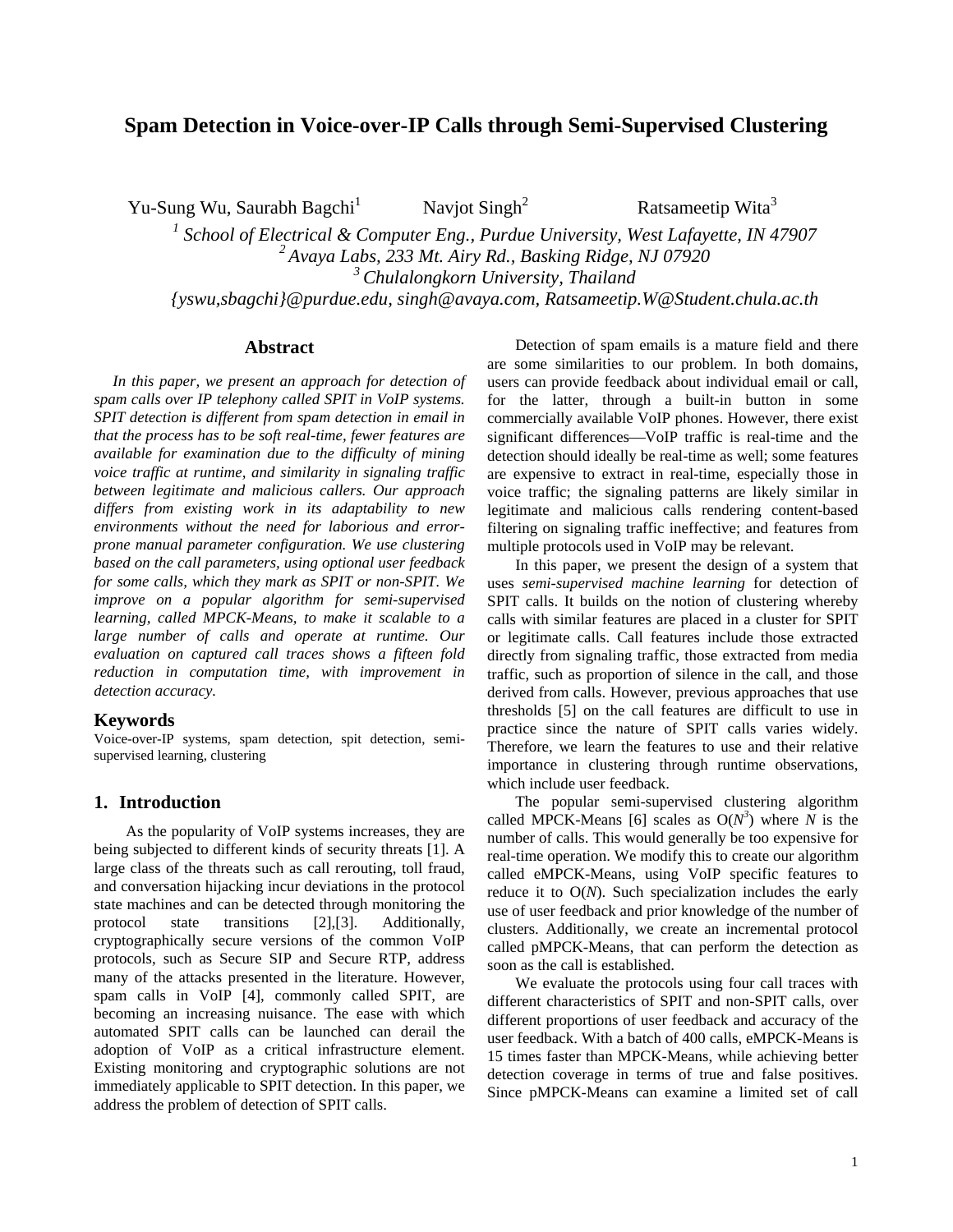# Spam Detection in Voice-over-IP Calls through Semi-Supervised Clustering

Yu-Sung Wu, Saurabh Bagchi[1] Navjot Singh[2] Ratsameetip Wita[3]

*[1] School of Electrical & Computer Eng., Purdue University, West Lafayette, IN 47907*
*[2] Avaya Labs, 233 Mt. Airy Rd., Basking Ridge, NJ 07920*
*[3] Chulalongkorn University, Thailand*
*{yswu,sbagchi}@purdue.edu, singh@avaya.com, Ratsameetip.W@Student.chula.ac.th*

## Abstract

*In this paper, we present an approach for detection of spam calls over IP telephony called SPIT in VoIP systems. SPIT detection is different from spam detection in email in that the process has to be soft real-time, fewer features are available for examination due to the difficulty of mining voice traffic at runtime, and similarity in signaling traffic between legitimate and malicious callers. Our approach differs from existing work in its adaptability to new environments without the need for laborious and error-prone manual parameter configuration. We use clustering based on the call parameters, using optional user feedback for some calls, which they mark as SPIT or non-SPIT. We improve on a popular algorithm for semi-supervised learning, called MPCK-Means, to make it scalable to a large number of calls and operate at runtime. Our evaluation on captured call traces shows a fifteen fold reduction in computation time, with improvement in detection accuracy.*

## Keywords

Voice-over-IP systems, spam detection, spit detection, semi-supervised learning, clustering

## 1. Introduction

As the popularity of VoIP systems increases, they are being subjected to different kinds of security threats [1]. A large class of the threats such as call rerouting, toll fraud, and conversation hijacking incur deviations in the protocol state machines and can be detected through monitoring the protocol state transitions [2],[3]. Additionally, cryptographically secure versions of the common VoIP protocols, such as Secure SIP and Secure RTP, address many of the attacks presented in the literature. However, spam calls in VoIP [4], commonly called SPIT, are becoming an increasing nuisance. The ease with which automated SPIT calls can be launched can derail the adoption of VoIP as a critical infrastructure element. Existing monitoring and cryptographic solutions are not immediately applicable to SPIT detection. In this paper, we address the problem of detection of SPIT calls.

Detection of spam emails is a mature field and there are some similarities to our problem. In both domains, users can provide feedback about individual email or call, for the latter, through a built-in button in some commercially available VoIP phones. However, there exist significant differences—VoIP traffic is real-time and the detection should ideally be real-time as well; some features are expensive to extract in real-time, especially those in voice traffic; the signaling patterns are likely similar in legitimate and malicious calls rendering content-based filtering on signaling traffic ineffective; and features from multiple protocols used in VoIP may be relevant.

In this paper, we present the design of a system that uses *semi-supervised machine learning* for detection of SPIT calls. It builds on the notion of clustering whereby calls with similar features are placed in a cluster for SPIT or legitimate calls. Call features include those extracted directly from signaling traffic, those extracted from media traffic, such as proportion of silence in the call, and those derived from calls. However, previous approaches that use thresholds [5] on the call features are difficult to use in practice since the nature of SPIT calls varies widely. Therefore, we learn the features to use and their relative importance in clustering through runtime observations, which include user feedback.

The popular semi-supervised clustering algorithm called MPCK-Means [6] scales as $O(N^3)$ where $N$ is the number of calls. This would generally be too expensive for real-time operation. We modify this to create our algorithm called eMPCK-Means, using VoIP specific features to reduce it to $O(N)$. Such specialization includes the early use of user feedback and prior knowledge of the number of clusters. Additionally, we create an incremental protocol called pMPCK-Means, that can perform the detection as soon as the call is established.

We evaluate the protocols using four call traces with different characteristics of SPIT and non-SPIT calls, over different proportions of user feedback and accuracy of the user feedback. With a batch of 400 calls, eMPCK-Means is 15 times faster than MPCK-Means, while achieving better detection coverage in terms of true and false positives. Since pMPCK-Means can examine a limited set of call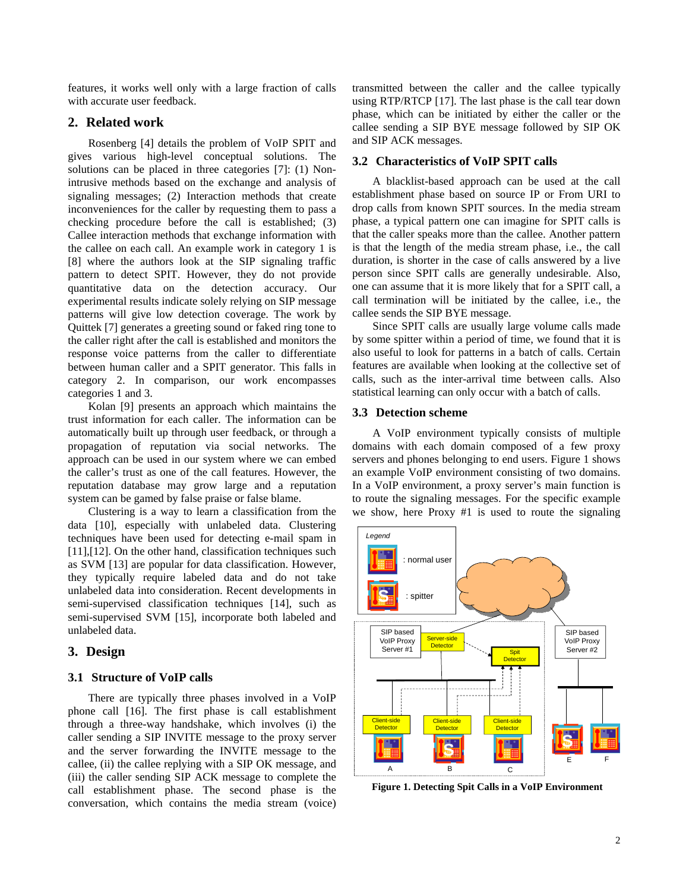features, it works well only with a large fraction of calls with accurate user feedback.

## 2. Related work

Rosenberg [4] details the problem of VoIP SPIT and gives various high-level conceptual solutions. The solutions can be placed in three categories [7]: (1) Non-intrusive methods based on the exchange and analysis of signaling messages; (2) Interaction methods that create inconveniences for the caller by requesting them to pass a checking procedure before the call is established; (3) Callee interaction methods that exchange information with the callee on each call. An example work in category 1 is [8] where the authors look at the SIP signaling traffic pattern to detect SPIT. However, they do not provide quantitative data on the detection accuracy. Our experimental results indicate solely relying on SIP message patterns will give low detection coverage. The work by Quittek [7] generates a greeting sound or faked ring tone to the caller right after the call is established and monitors the response voice patterns from the caller to differentiate between human caller and a SPIT generator. This falls in category 2. In comparison, our work encompasses categories 1 and 3.

Kolan [9] presents an approach which maintains the trust information for each caller. The information can be automatically built up through user feedback, or through a propagation of reputation via social networks. The approach can be used in our system where we can embed the caller's trust as one of the call features. However, the reputation database may grow large and a reputation system can be gamed by false praise or false blame.

Clustering is a way to learn a classification from the data [10], especially with unlabeled data. Clustering techniques have been used for detecting e-mail spam in [11],[12]. On the other hand, classification techniques such as SVM [13] are popular for data classification. However, they typically require labeled data and do not take unlabeled data into consideration. Recent developments in semi-supervised classification techniques [14], such as semi-supervised SVM [15], incorporate both labeled and unlabeled data.

## 3. Design

### 3.1 Structure of VoIP calls

There are typically three phases involved in a VoIP phone call [16]. The first phase is call establishment through a three-way handshake, which involves (i) the caller sending a SIP INVITE message to the proxy server and the server forwarding the INVITE message to the callee, (ii) the callee replying with a SIP OK message, and (iii) the caller sending SIP ACK message to complete the call establishment phase. The second phase is the conversation, which contains the media stream (voice) transmitted between the caller and the callee typically using RTP/RTCP [17]. The last phase is the call tear down phase, which can be initiated by either the caller or the callee sending a SIP BYE message followed by SIP OK and SIP ACK messages.

### 3.2 Characteristics of VoIP SPIT calls

A blacklist-based approach can be used at the call establishment phase based on source IP or From URI to drop calls from known SPIT sources. In the media stream phase, a typical pattern one can imagine for SPIT calls is that the caller speaks more than the callee. Another pattern is that the length of the media stream phase, i.e., the call duration, is shorter in the case of calls answered by a live person since SPIT calls are generally undesirable. Also, one can assume that it is more likely that for a SPIT call, a call termination will be initiated by the callee, i.e., the callee sends the SIP BYE message.

Since SPIT calls are usually large volume calls made by some spitter within a period of time, we found that it is also useful to look for patterns in a batch of calls. Certain features are available when looking at the collective set of calls, such as the inter-arrival time between calls. Also statistical learning can only occur with a batch of calls.

### 3.3 Detection scheme

A VoIP environment typically consists of multiple domains with each domain composed of a few proxy servers and phones belonging to end users. Figure 1 shows an example VoIP environment consisting of two domains. In a VoIP environment, a proxy server's main function is to route the signaling messages. For the specific example we show, here Proxy #1 is used to route the signaling

**Figure 1. Detecting Spit Calls in a VoIP Environment**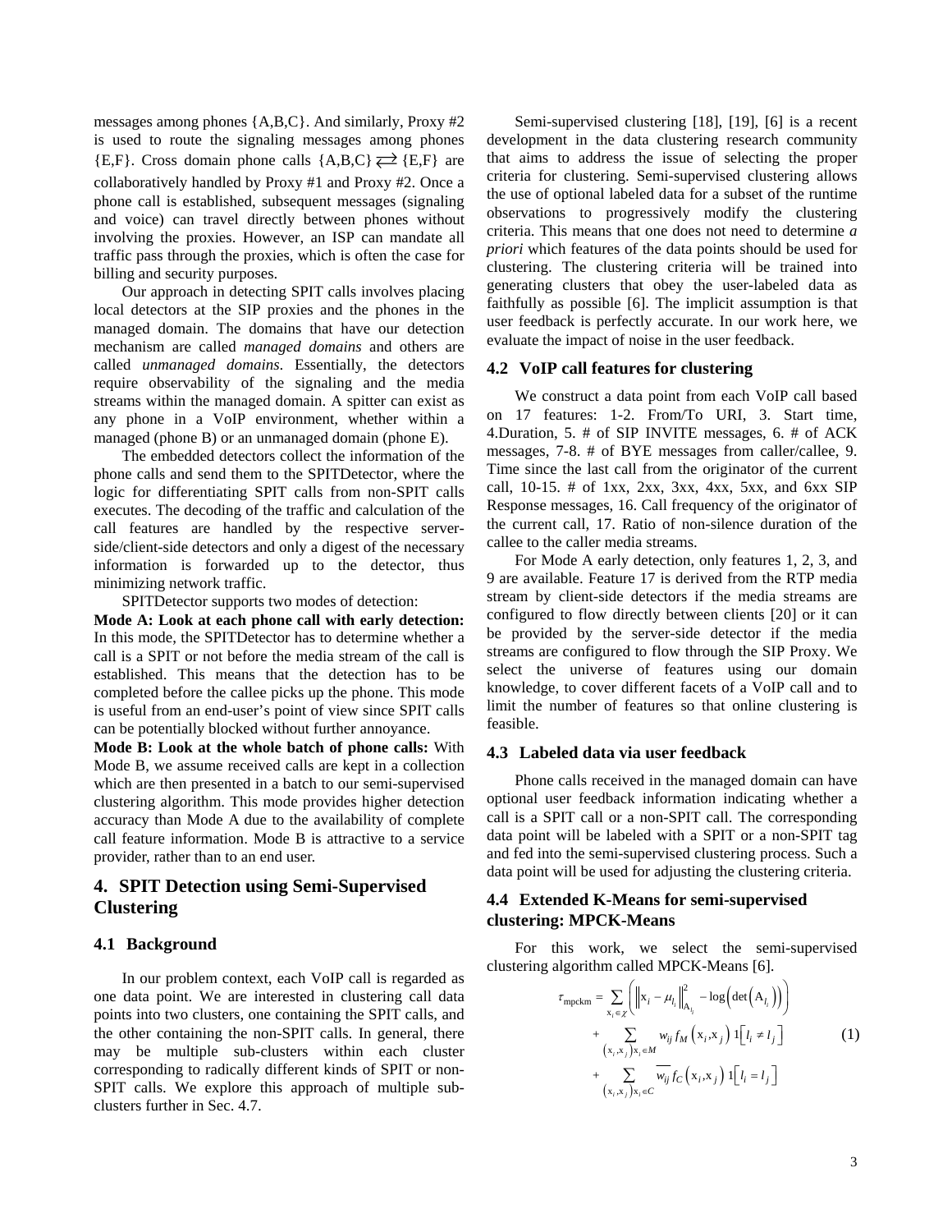messages among phones {A,B,C}. And similarly, Proxy #2 is used to route the signaling messages among phones {E,F}. Cross domain phone calls {A,B,C} $\rightleftarrows$ {E,F} are collaboratively handled by Proxy #1 and Proxy #2. Once a phone call is established, subsequent messages (signaling and voice) can travel directly between phones without involving the proxies. However, an ISP can mandate all traffic pass through the proxies, which is often the case for billing and security purposes.

Our approach in detecting SPIT calls involves placing local detectors at the SIP proxies and the phones in the managed domain. The domains that have our detection mechanism are called *managed domains* and others are called *unmanaged domains*. Essentially, the detectors require observability of the signaling and the media streams within the managed domain. A spitter can exist as any phone in a VoIP environment, whether within a managed (phone B) or an unmanaged domain (phone E).

The embedded detectors collect the information of the phone calls and send them to the SPITDetector, where the logic for differentiating SPIT calls from non-SPIT calls executes. The decoding of the traffic and calculation of the call features are handled by the respective server-side/client-side detectors and only a digest of the necessary information is forwarded up to the detector, thus minimizing network traffic.

SPITDetector supports two modes of detection:

**Mode A: Look at each phone call with early detection:** In this mode, the SPITDetector has to determine whether a call is a SPIT or not before the media stream of the call is established. This means that the detection has to be completed before the callee picks up the phone. This mode is useful from an end-user's point of view since SPIT calls can be potentially blocked without further annoyance.

**Mode B: Look at the whole batch of phone calls:** With Mode B, we assume received calls are kept in a collection which are then presented in a batch to our semi-supervised clustering algorithm. This mode provides higher detection accuracy than Mode A due to the availability of complete call feature information. Mode B is attractive to a service provider, rather than to an end user.

## 4. SPIT Detection using Semi-Supervised Clustering

### 4.1 Background

In our problem context, each VoIP call is regarded as one data point. We are interested in clustering call data points into two clusters, one containing the SPIT calls, and the other containing the non-SPIT calls. In general, there may be multiple sub-clusters within each cluster corresponding to radically different kinds of SPIT or non-SPIT calls. We explore this approach of multiple sub-clusters further in Sec. 4.7.

Semi-supervised clustering [18], [19], [6] is a recent development in the data clustering research community that aims to address the issue of selecting the proper criteria for clustering. Semi-supervised clustering allows the use of optional labeled data for a subset of the runtime observations to progressively modify the clustering criteria. This means that one does not need to determine *a priori* which features of the data points should be used for clustering. The clustering criteria will be trained into generating clusters that obey the user-labeled data as faithfully as possible [6]. The implicit assumption is that user feedback is perfectly accurate. In our work here, we evaluate the impact of noise in the user feedback.

### 4.2 VoIP call features for clustering

We construct a data point from each VoIP call based on 17 features: 1-2. From/To URI, 3. Start time, 4.Duration, 5. # of SIP INVITE messages, 6. # of ACK messages, 7-8. # of BYE messages from caller/callee, 9. Time since the last call from the originator of the current call, 10-15. # of 1xx, 2xx, 3xx, 4xx, 5xx, and 6xx SIP Response messages, 16. Call frequency of the originator of the current call, 17. Ratio of non-silence duration of the callee to the caller media streams.

For Mode A early detection, only features 1, 2, 3, and 9 are available. Feature 17 is derived from the RTP media stream by client-side detectors if the media streams are configured to flow directly between clients [20] or it can be provided by the server-side detector if the media streams are configured to flow through the SIP Proxy. We select the universe of features using our domain knowledge, to cover different facets of a VoIP call and to limit the number of features so that online clustering is feasible.

### 4.3 Labeled data via user feedback

Phone calls received in the managed domain can have optional user feedback information indicating whether a call is a SPIT call or a non-SPIT call. The corresponding data point will be labeled with a SPIT or a non-SPIT tag and fed into the semi-supervised clustering process. Such a data point will be used for adjusting the clustering criteria.

### 4.4 Extended K-Means for semi-supervised clustering: MPCK-Means

For this work, we select the semi-supervised clustering algorithm called MPCK-Means [6].

$$
\begin{aligned}
\tau_{\text{mpckm}} = & \sum_{x_i \in \mathcal{X}} \left( \left\| x_i - \mu_{l_i} \right\|^2_{A_{l_i}} - \log\left( \det\left( A_{l_i} \right) \right) \right) \\
& + \sum_{(x_i, x_j) x_i \in M} w_{ij} f_M\left( x_i, x_j \right) 1\left[ l_i \neq l_j \right] \\
& + \sum_{(x_i, x_j) x_i \in C} \overline{w_{ij}} f_C\left( x_i, x_j \right) 1\left[ l_i = l_j \right]
\end{aligned}
\quad (1)
$$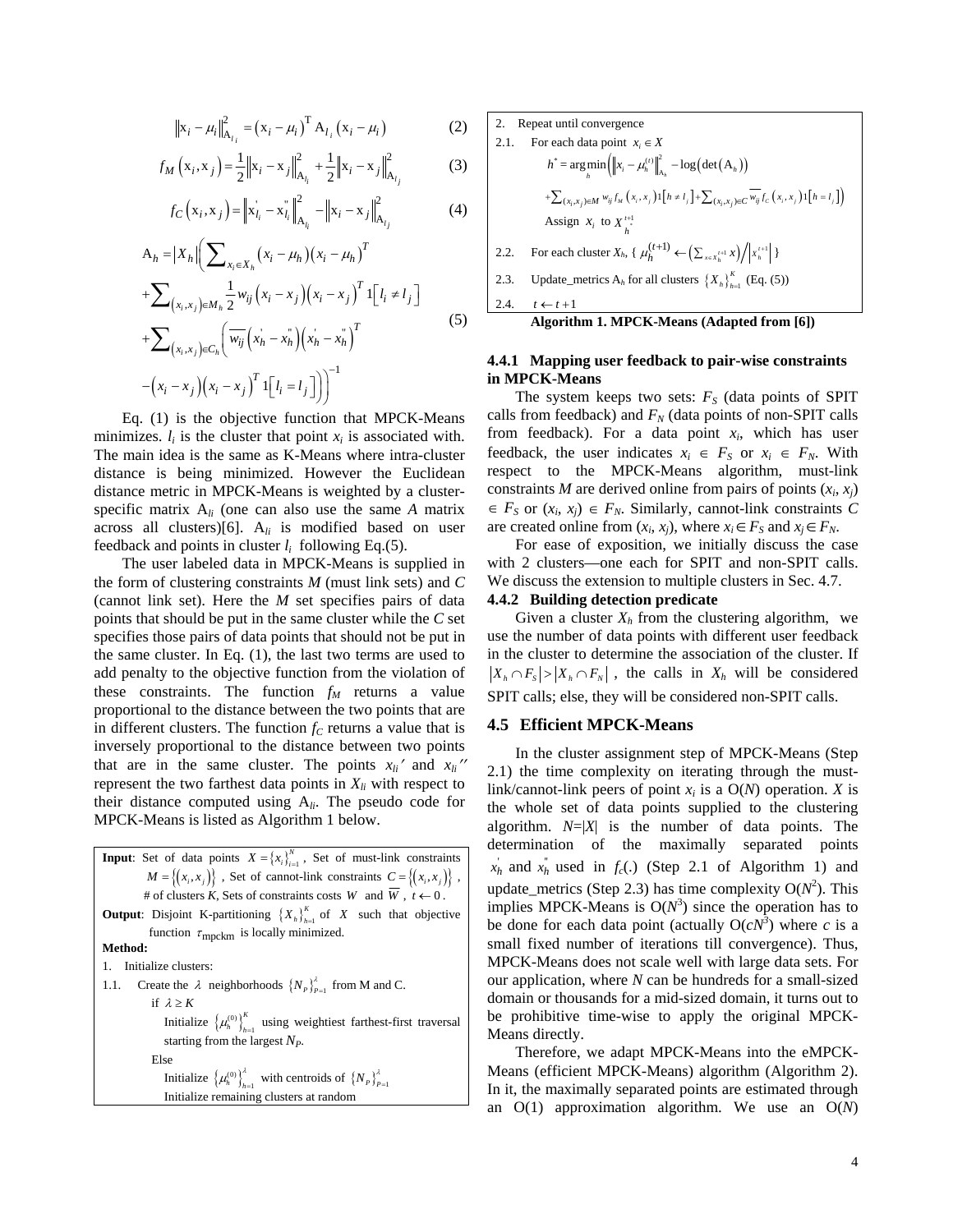$$\left\|\mathrm{x}_i - \mu_i\right\|^2_{\mathrm{A}_{l_i}} = \left(\mathrm{x}_i - \mu_i\right)^{\mathrm{T}} \mathrm{A}_{l_i} \left(\mathrm{x}_i - \mu_i\right) \tag{2}$$

$$f_M\left(\mathrm{x}_i, \mathrm{x}_j\right) = \frac{1}{2}\left\|\mathrm{x}_i - \mathrm{x}_j\right\|^2_{\mathrm{A}_{l_i}} + \frac{1}{2}\left\|\mathrm{x}_i - \mathrm{x}_j\right\|^2_{\mathrm{A}_{l_j}} \tag{3}$$

$$f_C\left(\mathrm{x}_i, \mathrm{x}_j\right) = \left\|\mathrm{x}'_{l_i} - \mathrm{x}''_{l_i}\right\|^2_{\mathrm{A}_{l_i}} - \left\|\mathrm{x}_i - \mathrm{x}_j\right\|^2_{\mathrm{A}_{l_j}} \tag{4}$$

$$\begin{aligned}\mathrm{A}_h = \left|X_h\right| \Bigg( & \sum_{x_i \in X_h} \left(x_i - \mu_h\right)\left(x_i - \mu_h\right)^T \\ & + \sum_{(x_i,x_j)\in M_h} \frac{1}{2} w_{ij} \left(x_i - x_j\right)\left(x_i - x_j\right)^T 1\left[l_i \neq l_j\right] \\ & + \sum_{(x_i,x_j)\in C_h} \Big( \overline{w_{ij}} \left(x'_h - x''_h\right)\left(x'_h - x''_h\right)^T \\ & - \left(x_i - x_j\right)\left(x_i - x_j\right)^T 1\left[l_i = l_j\right] \Big) \Bigg)^{-1}\end{aligned} \tag{5}$$

Eq. (1) is the objective function that MPCK-Means minimizes. $l_i$ is the cluster that point $x_i$ is associated with. The main idea is the same as K-Means where intra-cluster distance is being minimized. However the Euclidean distance metric in MPCK-Means is weighted by a cluster-specific matrix $A_{li}$ (one can also use the same $A$ matrix across all clusters)[6]. $A_{li}$ is modified based on user feedback and points in cluster $l_i$ following Eq.(5).

The user labeled data in MPCK-Means is supplied in the form of clustering constraints $M$ (must link sets) and $C$ (cannot link set). Here the $M$ set specifies pairs of data points that should be put in the same cluster while the $C$ set specifies those pairs of data points that should not be put in the same cluster. In Eq. (1), the last two terms are used to add penalty to the objective function from the violation of these constraints. The function $f_M$ returns a value proportional to the distance between the two points that are in different clusters. The function $f_C$ returns a value that is inversely proportional to the distance between two points that are in the same cluster. The points $x_{li}'$ and $x_{li}''$ represent the two farthest data points in $X_{li}$ with respect to their distance computed using $A_{li}$. The pseudo code for MPCK-Means is listed as Algorithm 1 below.

**Input**: Set of data points $X = \{x_i\}_{i=1}^N$, Set of must-link constraints $M = \{(x_i, x_j)\}$, Set of cannot-link constraints $C = \{(x_i, x_j)\}$, # of clusters $K$, Sets of constraints costs $W$ and $\overline{W}$, $t \leftarrow 0$.
**Output**: Disjoint K-partitioning $\{X_h\}_{h=1}^K$ of $X$ such that objective function $\tau_{\text{mpckm}}$ is locally minimized.
**Method:**

1. Initialize clusters:
   1.1. Create the $\lambda$ neighborhoods $\{N_P\}_{P=1}^{\lambda}$ from M and C.
   if $\lambda \geq K$
   Initialize $\{\mu_h^{(0)}\}_{h=1}^K$ using weightiest farthest-first traversal starting from the largest $N_P$.
   Else
   Initialize $\{\mu_h^{(0)}\}_{h=1}^{\lambda}$ with centroids of $\{N_P\}_{P=1}^{\lambda}$
   Initialize remaining clusters at random
2. Repeat until convergence
   2.1. For each data point $x_i \in X$
   $h^* = \arg\min_h \Big( \left\|x_i - \mu_h^{(t)}\right\|^2_{\mathrm{A}_h} - \log\left(\det\left(\mathrm{A}_h\right)\right)$
   $+ \sum_{(x_i,x_j)\in M} w_{ij} f_M\left(x_i, x_j\right) 1\left[h \neq l_j\right] + \sum_{(x_i,x_j)\in C} \overline{w_{ij}} f_C\left(x_i, x_j\right) 1\left[h = l_j\right] \Big)$
   Assign $x_i$ to $X_{h^*}^{t+1}$
   2.2. For each cluster $X_h$, { $\mu_h^{(t+1)} \leftarrow \left(\sum_{x \in X_h^{t+1}} x\right) / \left|X_h^{t+1}\right|$ }
   2.3. Update_metrics $\mathrm{A}_h$ for all clusters $\{X_h\}_{h=1}^K$ (Eq. (5))
   2.4. $t \leftarrow t+1$

**Algorithm 1. MPCK-Means (Adapted from [6])**

#### 4.4.1 Mapping user feedback to pair-wise constraints in MPCK-Means

The system keeps two sets: $F_S$ (data points of SPIT calls from feedback) and $F_N$ (data points of non-SPIT calls from feedback). For a data point $x_i$, which has user feedback, the user indicates $x_i \in F_S$ or $x_i \in F_N$. With respect to the MPCK-Means algorithm, must-link constraints $M$ are derived online from pairs of points $(x_i, x_j) \in F_S$ or $(x_i, x_j) \in F_N$. Similarly, cannot-link constraints $C$ are created online from $(x_i, x_j)$, where $x_i \in F_S$ and $x_j \in F_N$.

For ease of exposition, we initially discuss the case with 2 clusters—one each for SPIT and non-SPIT calls. We discuss the extension to multiple clusters in Sec. 4.7.

#### 4.4.2 Building detection predicate

Given a cluster $X_h$ from the clustering algorithm, we use the number of data points with different user feedback in the cluster to determine the association of the cluster. If $|X_h \cap F_S| > |X_h \cap F_N|$, the calls in $X_h$ will be considered SPIT calls; else, they will be considered non-SPIT calls.

### 4.5 Efficient MPCK-Means

In the cluster assignment step of MPCK-Means (Step 2.1) the time complexity on iterating through the must-link/cannot-link peers of point $x_i$ is a O($N$) operation. $X$ is the whole set of data points supplied to the clustering algorithm. $N$=|$X$| is the number of data points. The determination of the maximally separated points $x'_h$ and $x''_h$ used in $f_c(.)$ (Step 2.1 of Algorithm 1) and update_metrics (Step 2.3) has time complexity O($N^2$). This implies MPCK-Means is O($N^3$) since the operation has to be done for each data point (actually O($cN^3$) where $c$ is a small fixed number of iterations till convergence). Thus, MPCK-Means does not scale well with large data sets. For our application, where $N$ can be hundreds for a small-sized domain or thousands for a mid-sized domain, it turns out to be prohibitive time-wise to apply the original MPCK-Means directly.

Therefore, we adapt MPCK-Means into the eMPCK-Means (efficient MPCK-Means) algorithm (Algorithm 2). In it, the maximally separated points are estimated through an O(1) approximation algorithm. We use an O($N$)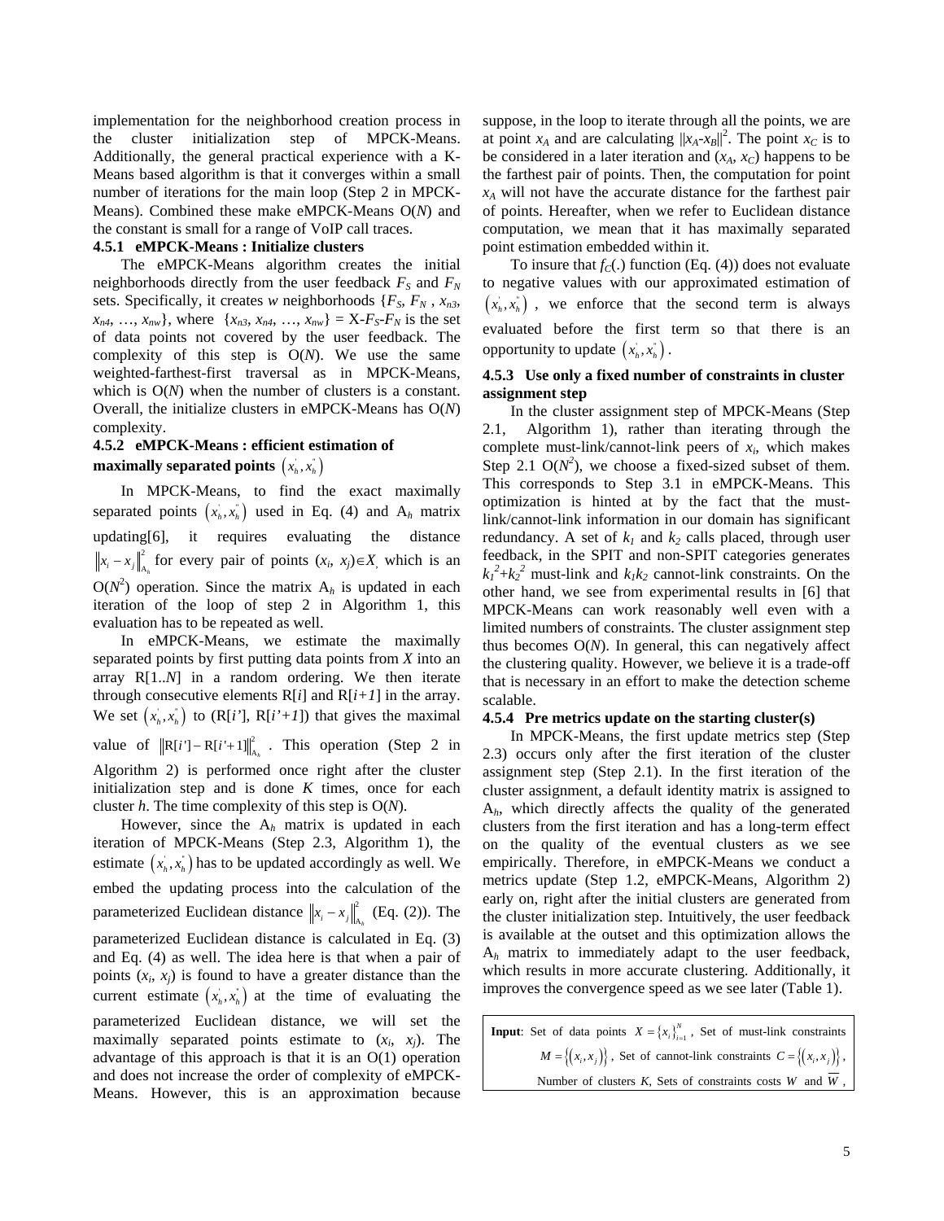implementation for the neighborhood creation process in the cluster initialization step of MPCK-Means. Additionally, the general practical experience with a K-Means based algorithm is that it converges within a small number of iterations for the main loop (Step 2 in MPCK-Means). Combined these make eMPCK-Means O($N$) and the constant is small for a range of VoIP call traces.

#### 4.5.1 eMPCK-Means : Initialize clusters

The eMPCK-Means algorithm creates the initial neighborhoods directly from the user feedback $F_S$ and $F_N$ sets. Specifically, it creates $w$ neighborhoods {$F_S$, $F_N$ , $x_{n3}$, $x_{n4}$, …, $x_{nw}$}, where {$x_{n3}$, $x_{n4}$, …, $x_{nw}$} = X-$F_S$-$F_N$ is the set of data points not covered by the user feedback. The complexity of this step is O($N$). We use the same weighted-farthest-first traversal as in MPCK-Means, which is O($N$) when the number of clusters is a constant. Overall, the initialize clusters in eMPCK-Means has O($N$) complexity.

#### 4.5.2 eMPCK-Means : efficient estimation of maximally separated points $\left(x_h^{'}, x_h^{''}\right)$

In MPCK-Means, to find the exact maximally separated points $\left(x_h^{'}, x_h^{''}\right)$ used in Eq. (4) and $A_h$ matrix updating[6], it requires evaluating the distance $\left\|x_i - x_j\right\|_{A_h}^2$ for every pair of points ($x_i$, $x_j$)$\in X$, which is an O($N^2$) operation. Since the matrix $A_h$ is updated in each iteration of the loop of step 2 in Algorithm 1, this evaluation has to be repeated as well.

In eMPCK-Means, we estimate the maximally separated points by first putting data points from $X$ into an array R[1..$N$] in a random ordering. We then iterate through consecutive elements R[$i$] and R[$i+1$] in the array. We set $\left(x_h^{'}, x_h^{''}\right)$ to (R[$i'$], R[$i'+1$]) that gives the maximal value of $\left\|\mathrm{R}[i'] - \mathrm{R}[i'+1]\right\|_{A_h}^2$. This operation (Step 2 in Algorithm 2) is performed once right after the cluster initialization step and is done $K$ times, once for each cluster $h$. The time complexity of this step is O($N$).

However, since the $A_h$ matrix is updated in each iteration of MPCK-Means (Step 2.3, Algorithm 1), the estimate $\left(x_h^{'}, x_h^{''}\right)$ has to be updated accordingly as well. We embed the updating process into the calculation of the parameterized Euclidean distance $\left\|x_i - x_j\right\|_{A_h}^2$ (Eq. (2)). The parameterized Euclidean distance is calculated in Eq. (3) and Eq. (4) as well. The idea here is that when a pair of points ($x_i$, $x_j$) is found to have a greater distance than the current estimate $\left(x_h^{'}, x_h^{''}\right)$ at the time of evaluating the parameterized Euclidean distance, we will set the maximally separated points estimate to ($x_i$, $x_j$). The advantage of this approach is that it is an O(1) operation and does not increase the order of complexity of eMPCK-Means. However, this is an approximation because suppose, in the loop to iterate through all the points, we are at point $x_A$ and are calculating $\|x_A$-$x_B\|^2$. The point $x_C$ is to be considered in a later iteration and ($x_A$, $x_C$) happens to be the farthest pair of points. Then, the computation for point $x_A$ will not have the accurate distance for the farthest pair of points. Hereafter, when we refer to Euclidean distance computation, we mean that it has maximally separated point estimation embedded within it.

To insure that $f_C$(.) function (Eq. (4)) does not evaluate to negative values with our approximated estimation of $\left(x_h^{'}, x_h^{''}\right)$, we enforce that the second term is always evaluated before the first term so that there is an opportunity to update $\left(x_h^{'}, x_h^{''}\right)$.

#### 4.5.3 Use only a fixed number of constraints in cluster assignment step

In the cluster assignment step of MPCK-Means (Step 2.1, Algorithm 1), rather than iterating through the complete must-link/cannot-link peers of $x_i$, which makes Step 2.1 O($N^2$), we choose a fixed-sized subset of them. This corresponds to Step 3.1 in eMPCK-Means. This optimization is hinted at by the fact that the must-link/cannot-link information in our domain has significant redundancy. A set of $k_1$ and $k_2$ calls placed, through user feedback, in the SPIT and non-SPIT categories generates $k_1^2+k_2^2$ must-link and $k_1k_2$ cannot-link constraints. On the other hand, we see from experimental results in [6] that MPCK-Means can work reasonably well even with a limited numbers of constraints. The cluster assignment step thus becomes O($N$). In general, this can negatively affect the clustering quality. However, we believe it is a trade-off that is necessary in an effort to make the detection scheme scalable.

#### 4.5.4 Pre metrics update on the starting cluster(s)

In MPCK-Means, the first update metrics step (Step 2.3) occurs only after the first iteration of the cluster assignment step (Step 2.1). In the first iteration of the cluster assignment, a default identity matrix is assigned to $A_h$, which directly affects the quality of the generated clusters from the first iteration and has a long-term effect on the quality of the eventual clusters as we see empirically. Therefore, in eMPCK-Means we conduct a metrics update (Step 1.2, eMPCK-Means, Algorithm 2) early on, right after the initial clusters are generated from the cluster initialization step. Intuitively, the user feedback is available at the outset and this optimization allows the $A_h$ matrix to immediately adapt to the user feedback, which results in more accurate clustering. Additionally, it improves the convergence speed as we see later (Table 1).

**Input**: Set of data points $X = \{x_i\}_{i=1}^N$, Set of must-link constraints $M = \{(x_i, x_j)\}$, Set of cannot-link constraints $C = \{(x_i, x_j)\}$, Number of clusters $K$, Sets of constraints costs $W$ and $\overline{W}$,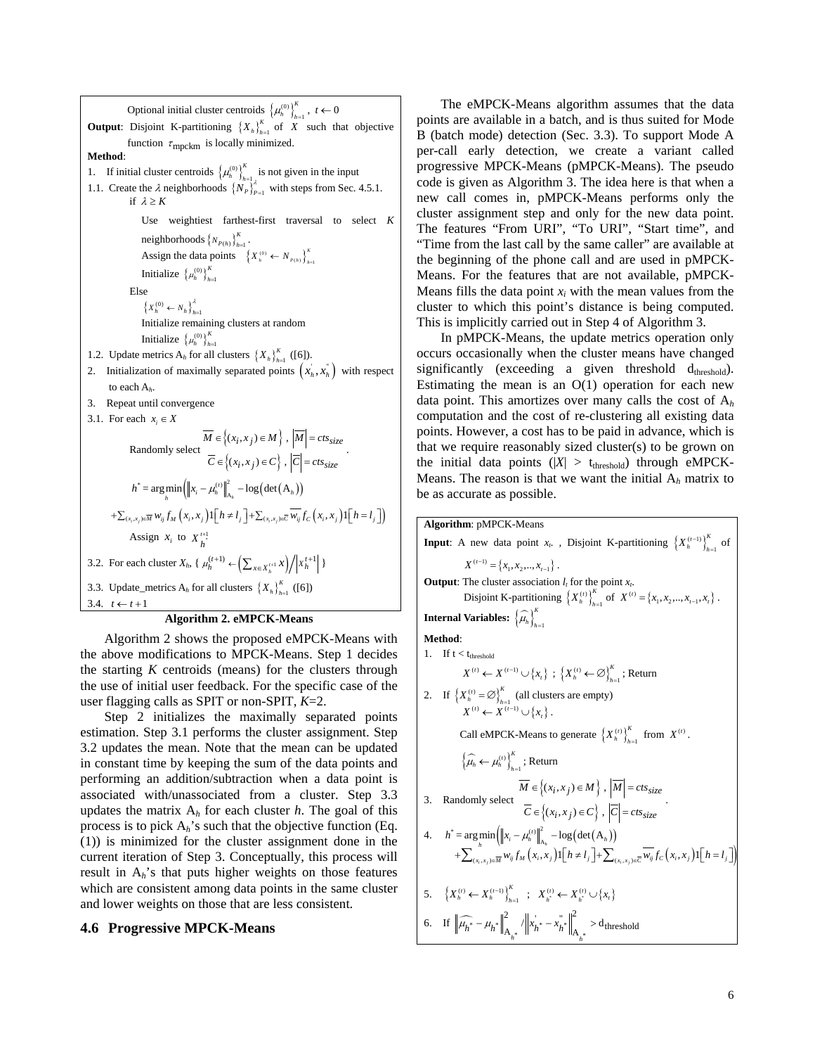Optional initial cluster centroids $\left\{\mu_h^{(0)}\right\}_{h=1}^{K}$, $t \leftarrow 0$

**Output**: Disjoint K-partitioning $\left\{X_h\right\}_{h=1}^{K}$ of $X$ such that objective function $\tau_{\text{mpckm}}$ is locally minimized.

**Method**:

1. If initial cluster centroids $\left\{\mu_h^{(0)}\right\}_{h=1}^{K}$ is not given in the input

1.1. Create the $\lambda$ neighborhoods $\left\{N_P\right\}_{P=1}^{\lambda}$ with steps from Sec. 4.5.1.

  if $\lambda \geq K$

   Use weightiest farthest-first traversal to select $K$ neighborhoods $\left\{N_{P(h)}\right\}_{h=1}^{K}$.

   Assign the data points $\left\{X_h^{(0)} \leftarrow N_{P(h)}\right\}_{h=1}^{K}$

   Initialize $\left\{\mu_h^{(0)}\right\}_{h=1}^{K}$

  Else

   $\left\{X_h^{(0)} \leftarrow N_h\right\}_{h=1}^{\lambda}$

   Initialize remaining clusters at random

   Initialize $\left\{\mu_h^{(0)}\right\}_{h=1}^{K}$

1.2. Update metrics $A_h$ for all clusters $\left\{X_h\right\}_{h=1}^{K}$ ([6]).

2. Initialization of maximally separated points $\left(x_h', x_h''\right)$ with respect to each $A_h$.

3. Repeat until convergence

3.1. For each $x_i \in X$

$$\text{Randomly select } \begin{array}{l} \overline{M} \in \left\{(x_i, x_j) \in M\right\},\ \left|\overline{M}\right| = cts_{size} \\ \overline{C} \in \left\{(x_i, x_j) \in C\right\},\ \left|\overline{C}\right| = cts_{size} \end{array}.$$

$$h^* = \arg\min_h \Big( \left\|x_i - \mu_h^{(t)}\right\|_{A_h}^2 - \log\left(\det\left(A_h\right)\right) + \sum_{(x_i,x_j)\in\overline{M}} w_{ij} f_M\left(x_i, x_j\right) 1\left[h \neq l_j\right] + \sum_{(x_i,x_j)\in\overline{C}} \overline{w_{ij}} f_C\left(x_i, x_j\right) 1\left[h = l_j\right] \Big)$$

  Assign $x_i$ to $X_{h^*}^{t+1}$

3.2. For each cluster $X_h$, { $\mu_h^{(t+1)} \leftarrow \left(\sum_{x \in X_h^{t+1}} x\right) / \left|X_h^{t+1}\right|$ }

3.3. Update_metrics $A_h$ for all clusters $\left\{X_h\right\}_{h=1}^{K}$ ([6])

3.4. $t \leftarrow t+1$

**Algorithm 2. eMPCK-Means**

Algorithm 2 shows the proposed eMPCK-Means with the above modifications to MPCK-Means. Step 1 decides the starting $K$ centroids (means) for the clusters through the use of initial user feedback. For the specific case of the user flagging calls as SPIT or non-SPIT, $K$=2.

Step 2 initializes the maximally separated points estimation. Step 3.1 performs the cluster assignment. Step 3.2 updates the mean. Note that the mean can be updated in constant time by keeping the sum of the data points and performing an addition/subtraction when a data point is associated with/unassociated from a cluster. Step 3.3 updates the matrix $A_h$ for each cluster $h$. The goal of this process is to pick $A_h$'s such that the objective function (Eq. (1)) is minimized for the cluster assignment done in the current iteration of Step 3. Conceptually, this process will result in $A_h$'s that puts higher weights on those features which are consistent among data points in the same cluster and lower weights on those that are less consistent.

## 4.6 Progressive MPCK-Means

The eMPCK-Means algorithm assumes that the data points are available in a batch, and is thus suited for Mode B (batch mode) detection (Sec. 3.3). To support Mode A per-call early detection, we create a variant called progressive MPCK-Means (pMPCK-Means). The pseudo code is given as Algorithm 3. The idea here is that when a new call comes in, pMPCK-Means performs only the cluster assignment step and only for the new data point. The features "From URI", "To URI", "Start time", and "Time from the last call by the same caller" are available at the beginning of the phone call and are used in pMPCK-Means. For the features that are not available, pMPCK-Means fills the data point $x_i$ with the mean values from the cluster to which this point's distance is being computed. This is implicitly carried out in Step 4 of Algorithm 3.

In pMPCK-Means, the update metrics operation only occurs occasionally when the cluster means have changed significantly (exceeding a given threshold $d_{\text{threshold}}$). Estimating the mean is an O(1) operation for each new data point. This amortizes over many calls the cost of $A_h$ computation and the cost of re-clustering all existing data points. However, a cost has to be paid in advance, which is that we require reasonably sized cluster(s) to be grown on the initial data points ($|X| > t_{\text{threshold}}$) through eMPCK-Means. The reason is that we want the initial $A_h$ matrix to be as accurate as possible.

**Algorithm**: pMPCK-Means

**Input**: A new data point $x_t$. , Disjoint K-partitioning $\left\{X_h^{(t-1)}\right\}_{h=1}^{K}$ of $X^{(t-1)} = \left\{x_1, x_2, .., x_{t-1}\right\}$.

**Output**: The cluster association $l_t$ for the point $x_t$.

  Disjoint K-partitioning $\left\{X_h^{(t)}\right\}_{h=1}^{K}$ of $X^{(t)} = \left\{x_1, x_2, .., x_{t-1}, x_t\right\}$.

**Internal Variables:** $\left\{\widehat{\mu_h}\right\}_{h=1}^{K}$

**Method**:

1. If $t < t_{\text{threshold}}$

  $X^{(t)} \leftarrow X^{(t-1)} \cup \left\{x_t\right\}$ ; $\left\{X_h^{(t)} \leftarrow \varnothing\right\}_{h=1}^{K}$; Return

2. If $\left\{X_h^{(t)} = \varnothing\right\}_{h=1}^{K}$ (all clusters are empty)

  $X^{(t)} \leftarrow X^{(t-1)} \cup \left\{x_t\right\}$.

  Call eMPCK-Means to generate $\left\{X_h^{(t)}\right\}_{h=1}^{K}$ from $X^{(t)}$.

  $\left\{\widehat{\mu_h} \leftarrow \mu_h^{(t)}\right\}_{h=1}^{K}$; Return

3. $$\text{Randomly select } \begin{array}{l} \overline{M} \in \left\{(x_i, x_j) \in M\right\},\ \left|\overline{M}\right| = cts_{size} \\ \overline{C} \in \left\{(x_i, x_j) \in C\right\},\ \left|\overline{C}\right| = cts_{size} \end{array}.$$

4. $$h^* = \arg\min_h \Big( \left\|x_i - \mu_h^{(t)}\right\|_{A_h}^2 - \log\left(\det\left(A_h\right)\right) + \sum_{(x_i,x_j)\in\overline{M}} w_{ij} f_M\left(x_i, x_j\right) 1\left[h \neq l_j\right] + \sum_{(x_i,x_j)\in\overline{C}} \overline{w_{ij}} f_C\left(x_i, x_j\right) 1\left[h = l_j\right] \Big)$$

5. $\left\{X_h^{(t)} \leftarrow X_h^{(t-1)}\right\}_{h=1}^{K}$ ; $X_{h^*}^{(t)} \leftarrow X_{h^*}^{(t)} \cup \left\{x_t\right\}$

6. If $\left\|\widehat{\mu_{h^*}} - \mu_{h^*}\right\|_{A_{h^*}}^2 / \left\|x_{h^*}' - x_{h^*}''\right\|_{A_{h^*}}^2 > d_{\text{threshold}}$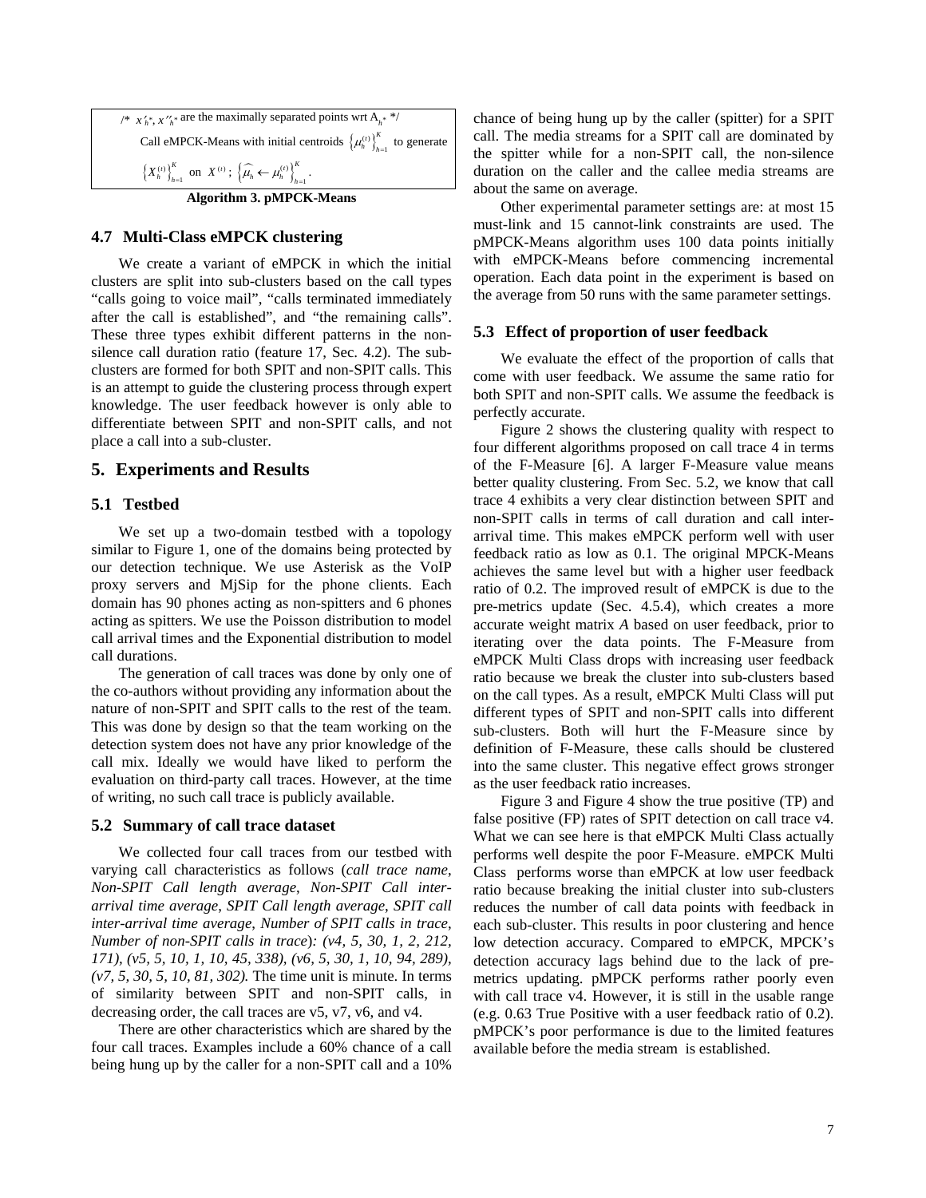/* $x'_{h^*}, x''_{h^*}$ are the maximally separated points wrt $A_{h^*}$ */

Call eMPCK-Means with initial centroids $\left\{\mu_h^{(t)}\right\}_{h=1}^K$ to generate $\left\{X_h^{(t)}\right\}_{h=1}^K$ on $X^{(t)}$; $\left\{\widehat{\mu_h} \leftarrow \mu_h^{(t)}\right\}_{h=1}^K$.

**Algorithm 3. pMPCK-Means**

### 4.7 Multi-Class eMPCK clustering

We create a variant of eMPCK in which the initial clusters are split into sub-clusters based on the call types "calls going to voice mail", "calls terminated immediately after the call is established", and "the remaining calls". These three types exhibit different patterns in the non-silence call duration ratio (feature 17, Sec. 4.2). The sub-clusters are formed for both SPIT and non-SPIT calls. This is an attempt to guide the clustering process through expert knowledge. The user feedback however is only able to differentiate between SPIT and non-SPIT calls, and not place a call into a sub-cluster.

## 5. Experiments and Results

### 5.1 Testbed

We set up a two-domain testbed with a topology similar to Figure 1, one of the domains being protected by our detection technique. We use Asterisk as the VoIP proxy servers and MjSip for the phone clients. Each domain has 90 phones acting as non-spitters and 6 phones acting as spitters. We use the Poisson distribution to model call arrival times and the Exponential distribution to model call durations.

The generation of call traces was done by only one of the co-authors without providing any information about the nature of non-SPIT and SPIT calls to the rest of the team. This was done by design so that the team working on the detection system does not have any prior knowledge of the call mix. Ideally we would have liked to perform the evaluation on third-party call traces. However, at the time of writing, no such call trace is publicly available.

### 5.2 Summary of call trace dataset

We collected four call traces from our testbed with varying call characteristics as follows (*call trace name, Non-SPIT Call length average, Non-SPIT Call inter-arrival time average, SPIT Call length average, SPIT call inter-arrival time average, Number of SPIT calls in trace, Number of non-SPIT calls in trace*): *(v4, 5, 30, 1, 2, 212, 171), (v5, 5, 10, 1, 10, 45, 338), (v6, 5, 30, 1, 10, 94, 289), (v7, 5, 30, 5, 10, 81, 302).* The time unit is minute. In terms of similarity between SPIT and non-SPIT calls, in decreasing order, the call traces are v5, v7, v6, and v4.

There are other characteristics which are shared by the four call traces. Examples include a 60% chance of a call being hung up by the caller for a non-SPIT call and a 10% chance of being hung up by the caller (spitter) for a SPIT call. The media streams for a SPIT call are dominated by the spitter while for a non-SPIT call, the non-silence duration on the caller and the callee media streams are about the same on average.

Other experimental parameter settings are: at most 15 must-link and 15 cannot-link constraints are used. The pMPCK-Means algorithm uses 100 data points initially with eMPCK-Means before commencing incremental operation. Each data point in the experiment is based on the average from 50 runs with the same parameter settings.

### 5.3 Effect of proportion of user feedback

We evaluate the effect of the proportion of calls that come with user feedback. We assume the same ratio for both SPIT and non-SPIT calls. We assume the feedback is perfectly accurate.

Figure 2 shows the clustering quality with respect to four different algorithms proposed on call trace 4 in terms of the F-Measure [6]. A larger F-Measure value means better quality clustering. From Sec. 5.2, we know that call trace 4 exhibits a very clear distinction between SPIT and non-SPIT calls in terms of call duration and call inter-arrival time. This makes eMPCK perform well with user feedback ratio as low as 0.1. The original MPCK-Means achieves the same level but with a higher user feedback ratio of 0.2. The improved result of eMPCK is due to the pre-metrics update (Sec. 4.5.4), which creates a more accurate weight matrix *A* based on user feedback, prior to iterating over the data points. The F-Measure from eMPCK Multi Class drops with increasing user feedback ratio because we break the cluster into sub-clusters based on the call types. As a result, eMPCK Multi Class will put different types of SPIT and non-SPIT calls into different sub-clusters. Both will hurt the F-Measure since by definition of F-Measure, these calls should be clustered into the same cluster. This negative effect grows stronger as the user feedback ratio increases.

Figure 3 and Figure 4 show the true positive (TP) and false positive (FP) rates of SPIT detection on call trace v4. What we can see here is that eMPCK Multi Class actually performs well despite the poor F-Measure. eMPCK Multi Class performs worse than eMPCK at low user feedback ratio because breaking the initial cluster into sub-clusters reduces the number of call data points with feedback in each sub-cluster. This results in poor clustering and hence low detection accuracy. Compared to eMPCK, MPCK's detection accuracy lags behind due to the lack of pre-metrics updating. pMPCK performs rather poorly even with call trace v4. However, it is still in the usable range (e.g. 0.63 True Positive with a user feedback ratio of 0.2). pMPCK's poor performance is due to the limited features available before the media stream is established.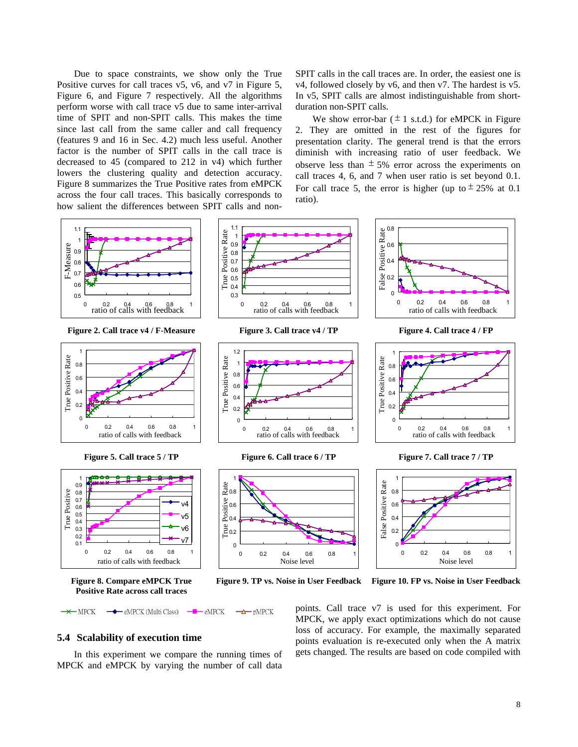Due to space constraints, we show only the True Positive curves for call traces v5, v6, and v7 in Figure 5, Figure 6, and Figure 7 respectively. All the algorithms perform worse with call trace v5 due to same inter-arrival time of SPIT and non-SPIT calls. This makes the time since last call from the same caller and call frequency (features 9 and 16 in Sec. 4.2) much less useful. Another factor is the number of SPIT calls in the call trace is decreased to 45 (compared to 212 in v4) which further lowers the clustering quality and detection accuracy. Figure 8 summarizes the True Positive rates from eMPCK across the four call traces. This basically corresponds to how salient the differences between SPIT calls and non-SPIT calls in the call traces are. In order, the easiest one is v4, followed closely by v6, and then v7. The hardest is v5. In v5, SPIT calls are almost indistinguishable from short-duration non-SPIT calls.

We show error-bar ($\pm 1$ s.t.d.) for eMPCK in Figure 2. They are omitted in the rest of the figures for presentation clarity. The general trend is that the errors diminish with increasing ratio of user feedback. We observe less than $\pm 5\%$ error across the experiments on call traces 4, 6, and 7 when user ratio is set beyond 0.1. For call trace 5, the error is higher (up to $\pm 25\%$ at 0.1 ratio).

**Figure 2. Call trace v4 / F-Measure**

**Figure 3. Call trace v4 / TP**

**Figure 4. Call trace 4 / FP**

**Figure 5. Call trace 5 / TP**

**Figure 6. Call trace 6 / TP**

**Figure 7. Call trace 7 / TP**

**Figure 8. Compare eMPCK True Positive Rate across call traces**

**Figure 9. TP vs. Noise in User Feedback**

**Figure 10. FP vs. Noise in User Feedback**

MPCK — eMPCK (Multi Class) — eMPCK — pMPCK

### 5.4 Scalability of execution time

In this experiment we compare the running times of MPCK and eMPCK by varying the number of call data points. Call trace v7 is used for this experiment. For MPCK, we apply exact optimizations which do not cause loss of accuracy. For example, the maximally separated points evaluation is re-executed only when the A matrix gets changed. The results are based on code compiled with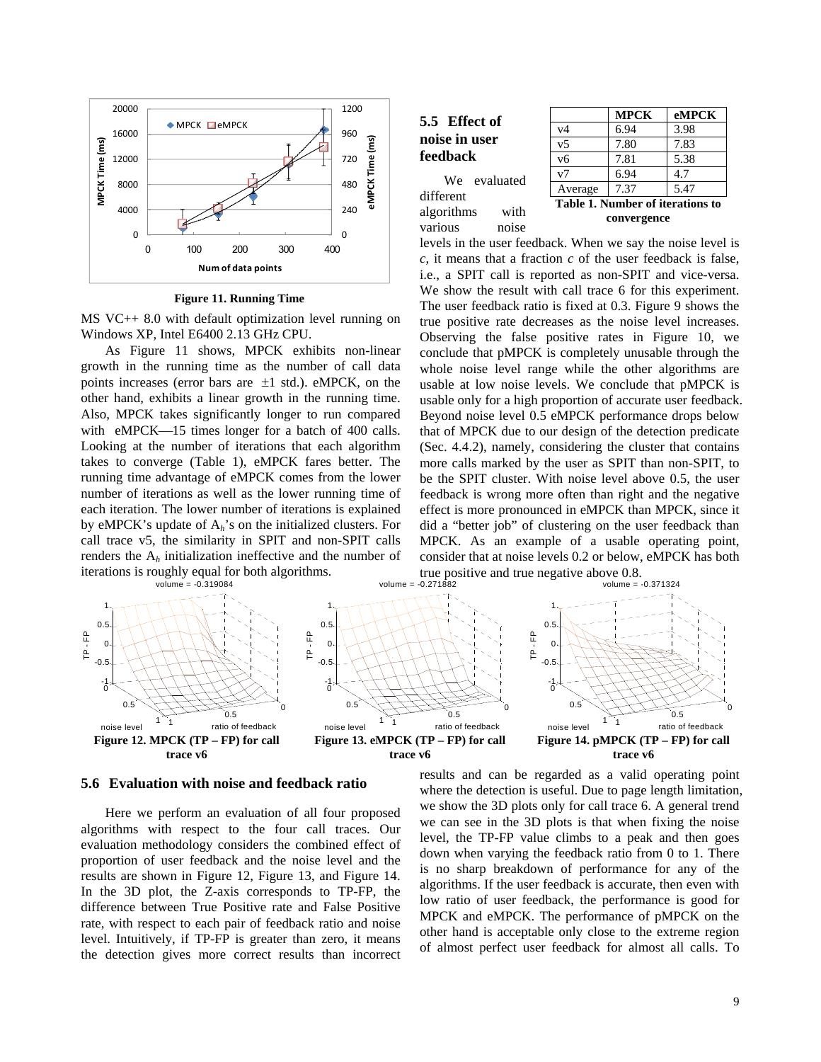Figure 11. Running Time

MS VC++ 8.0 with default optimization level running on Windows XP, Intel E6400 2.13 GHz CPU.

As Figure 11 shows, MPCK exhibits non-linear growth in the running time as the number of call data points increases (error bars are ±1 std.). eMPCK, on the other hand, exhibits a linear growth in the running time. Also, MPCK takes significantly longer to run compared with eMPCK—15 times longer for a batch of 400 calls. Looking at the number of iterations that each algorithm takes to converge (Table 1), eMPCK fares better. The running time advantage of eMPCK comes from the lower number of iterations as well as the lower running time of each iteration. The lower number of iterations is explained by eMPCK's update of $A_h$'s on the initialized clusters. For call trace v5, the similarity in SPIT and non-SPIT calls renders the $A_h$ initialization ineffective and the number of iterations is roughly equal for both algorithms.

## 5.5 Effect of noise in user feedback

|  | MPCK | eMPCK |
|---|---|---|
| v4 | 6.94 | 3.98 |
| v5 | 7.80 | 7.83 |
| v6 | 7.81 | 5.38 |
| v7 | 6.94 | 4.7 |
| Average | 7.37 | 5.47 |

**Table 1. Number of iterations to convergence**

We evaluated different algorithms with various noise levels in the user feedback. When we say the noise level is *c*, it means that a fraction *c* of the user feedback is false, i.e., a SPIT call is reported as non-SPIT and vice-versa. We show the result with call trace 6 for this experiment. The user feedback ratio is fixed at 0.3. Figure 9 shows the true positive rate decreases as the noise level increases. Observing the false positive rates in Figure 10, we conclude that pMPCK is completely unusable through the whole noise level range while the other algorithms are usable at low noise levels. We conclude that pMPCK is usable only for a high proportion of accurate user feedback. Beyond noise level 0.5 eMPCK performance drops below that of MPCK due to our design of the detection predicate (Sec. 4.4.2), namely, considering the cluster that contains more calls marked by the user as SPIT than non-SPIT, to be the SPIT cluster. With noise level above 0.5, the user feedback is wrong more often than right and the negative effect is more pronounced in eMPCK than MPCK, since it did a "better job" of clustering on the user feedback than MPCK. As an example of a usable operating point, consider that at noise levels 0.2 or below, eMPCK has both true positive and true negative above 0.8.

**Figure 12. MPCK (TP – FP) for call trace v6**

**Figure 13. eMPCK (TP – FP) for call trace v6**

**Figure 14. pMPCK (TP – FP) for call trace v6**

## 5.6 Evaluation with noise and feedback ratio

Here we perform an evaluation of all four proposed algorithms with respect to the four call traces. Our evaluation methodology considers the combined effect of proportion of user feedback and the noise level and the results are shown in Figure 12, Figure 13, and Figure 14. In the 3D plot, the Z-axis corresponds to TP-FP, the difference between True Positive rate and False Positive rate, with respect to each pair of feedback ratio and noise level. Intuitively, if TP-FP is greater than zero, it means the detection gives more correct results than incorrect results and can be regarded as a valid operating point where the detection is useful. Due to page length limitation, we show the 3D plots only for call trace 6. A general trend we can see in the 3D plots is that when fixing the noise level, the TP-FP value climbs to a peak and then goes down when varying the feedback ratio from 0 to 1. There is no sharp breakdown of performance for any of the algorithms. If the user feedback is accurate, then even with low ratio of user feedback, the performance is good for MPCK and eMPCK. The performance of pMPCK on the other hand is acceptable only close to the extreme region of almost perfect user feedback for almost all calls. To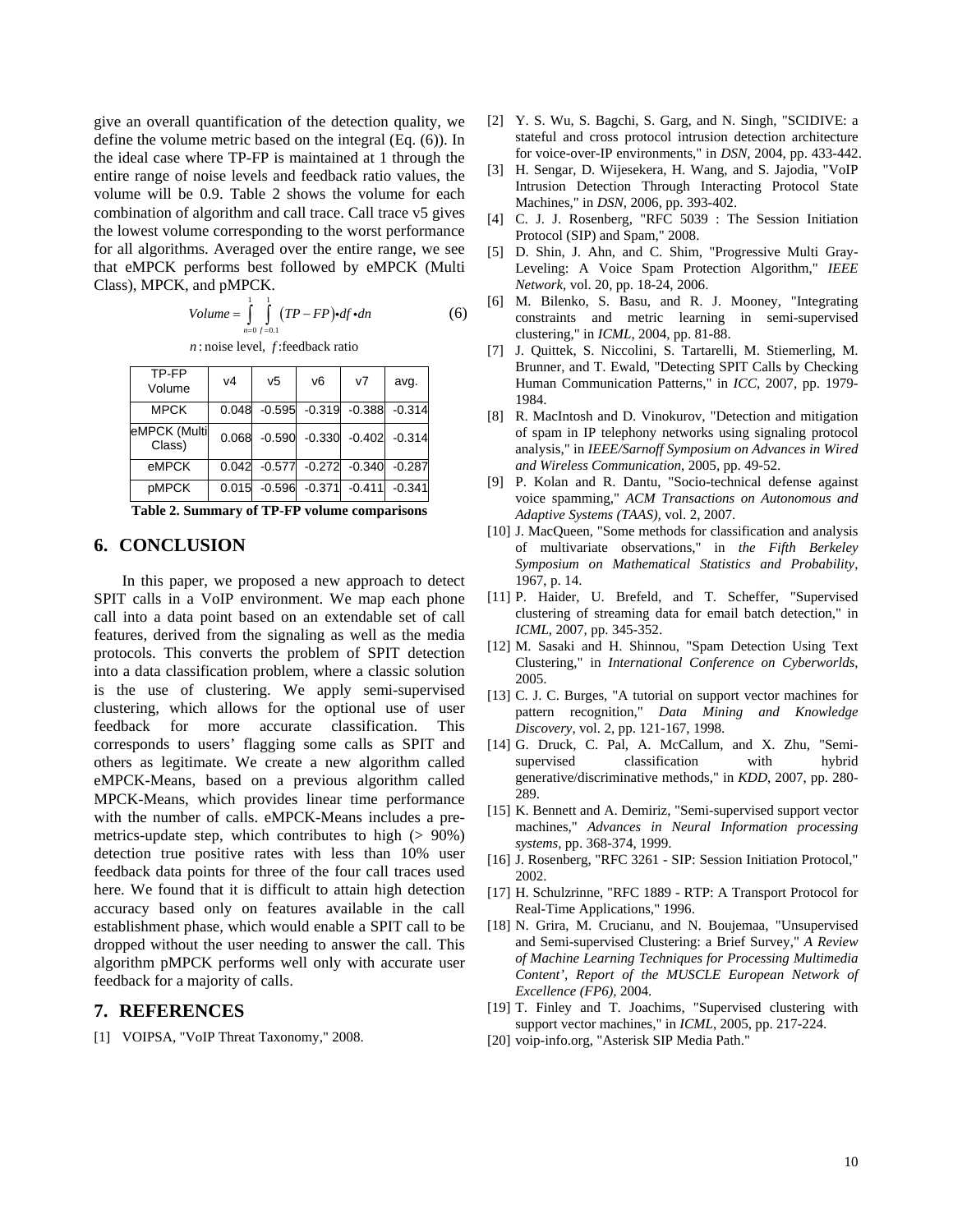give an overall quantification of the detection quality, we define the volume metric based on the integral (Eq. (6)). In the ideal case where TP-FP is maintained at 1 through the entire range of noise levels and feedback ratio values, the volume will be 0.9. Table 2 shows the volume for each combination of algorithm and call trace. Call trace v5 gives the lowest volume corresponding to the worst performance for all algorithms. Averaged over the entire range, we see that eMPCK performs best followed by eMPCK (Multi Class), MPCK, and pMPCK.

$$Volume = \int_{n=0}^{1} \int_{f=0.1}^{1} (TP - FP) \cdot df \cdot dn \qquad (6)$$

$n$ : noise level, $f$ :feedback ratio

| TP-FP Volume | v4 | v5 | v6 | v7 | avg. |
|---|---|---|---|---|---|
| MPCK | 0.048 | -0.595 | -0.319 | -0.388 | -0.314 |
| eMPCK (Multi Class) | 0.068 | -0.590 | -0.330 | -0.402 | -0.314 |
| eMPCK | 0.042 | -0.577 | -0.272 | -0.340 | -0.287 |
| pMPCK | 0.015 | -0.596 | -0.371 | -0.411 | -0.341 |

**Table 2. Summary of TP-FP volume comparisons**

## 6. CONCLUSION

In this paper, we proposed a new approach to detect SPIT calls in a VoIP environment. We map each phone call into a data point based on an extendable set of call features, derived from the signaling as well as the media protocols. This converts the problem of SPIT detection into a data classification problem, where a classic solution is the use of clustering. We apply semi-supervised clustering, which allows for the optional use of user feedback for more accurate classification. This corresponds to users' flagging some calls as SPIT and others as legitimate. We create a new algorithm called eMPCK-Means, based on a previous algorithm called MPCK-Means, which provides linear time performance with the number of calls. eMPCK-Means includes a pre-metrics-update step, which contributes to high (> 90%) detection true positive rates with less than 10% user feedback data points for three of the four call traces used here. We found that it is difficult to attain high detection accuracy based only on features available in the call establishment phase, which would enable a SPIT call to be dropped without the user needing to answer the call. This algorithm pMPCK performs well only with accurate user feedback for a majority of calls.

## 7. REFERENCES

[1] VOIPSA, "VoIP Threat Taxonomy," 2008.

[2] Y. S. Wu, S. Bagchi, S. Garg, and N. Singh, "SCIDIVE: a stateful and cross protocol intrusion detection architecture for voice-over-IP environments," in *DSN*, 2004, pp. 433-442.

[3] H. Sengar, D. Wijesekera, H. Wang, and S. Jajodia, "VoIP Intrusion Detection Through Interacting Protocol State Machines," in *DSN*, 2006, pp. 393-402.

[4] C. J. J. Rosenberg, "RFC 5039 : The Session Initiation Protocol (SIP) and Spam," 2008.

[5] D. Shin, J. Ahn, and C. Shim, "Progressive Multi Gray-Leveling: A Voice Spam Protection Algorithm," *IEEE Network*, vol. 20, pp. 18-24, 2006.

[6] M. Bilenko, S. Basu, and R. J. Mooney, "Integrating constraints and metric learning in semi-supervised clustering," in *ICML*, 2004, pp. 81-88.

[7] J. Quittek, S. Niccolini, S. Tartarelli, M. Stiemerling, M. Brunner, and T. Ewald, "Detecting SPIT Calls by Checking Human Communication Patterns," in *ICC*, 2007, pp. 1979-1984.

[8] R. MacIntosh and D. Vinokurov, "Detection and mitigation of spam in IP telephony networks using signaling protocol analysis," in *IEEE/Sarnoff Symposium on Advances in Wired and Wireless Communication*, 2005, pp. 49-52.

[9] P. Kolan and R. Dantu, "Socio-technical defense against voice spamming," *ACM Transactions on Autonomous and Adaptive Systems (TAAS)*, vol. 2, 2007.

[10] J. MacQueen, "Some methods for classification and analysis of multivariate observations," in *the Fifth Berkeley Symposium on Mathematical Statistics and Probability*, 1967, p. 14.

[11] P. Haider, U. Brefeld, and T. Scheffer, "Supervised clustering of streaming data for email batch detection," in *ICML*, 2007, pp. 345-352.

[12] M. Sasaki and H. Shinnou, "Spam Detection Using Text Clustering," in *International Conference on Cyberworlds*, 2005.

[13] C. J. C. Burges, "A tutorial on support vector machines for pattern recognition," *Data Mining and Knowledge Discovery*, vol. 2, pp. 121-167, 1998.

[14] G. Druck, C. Pal, A. McCallum, and X. Zhu, "Semi-supervised classification with hybrid generative/discriminative methods," in *KDD*, 2007, pp. 280-289.

[15] K. Bennett and A. Demiriz, "Semi-supervised support vector machines," *Advances in Neural Information processing systems*, pp. 368-374, 1999.

[16] J. Rosenberg, "RFC 3261 - SIP: Session Initiation Protocol," 2002.

[17] H. Schulzrinne, "RFC 1889 - RTP: A Transport Protocol for Real-Time Applications," 1996.

[18] N. Grira, M. Crucianu, and N. Boujemaa, "Unsupervised and Semi-supervised Clustering: a Brief Survey," *A Review of Machine Learning Techniques for Processing Multimedia Content', Report of the MUSCLE European Network of Excellence (FP6)*, 2004.

[19] T. Finley and T. Joachims, "Supervised clustering with support vector machines," in *ICML*, 2005, pp. 217-224.

[20] voip-info.org, "Asterisk SIP Media Path."